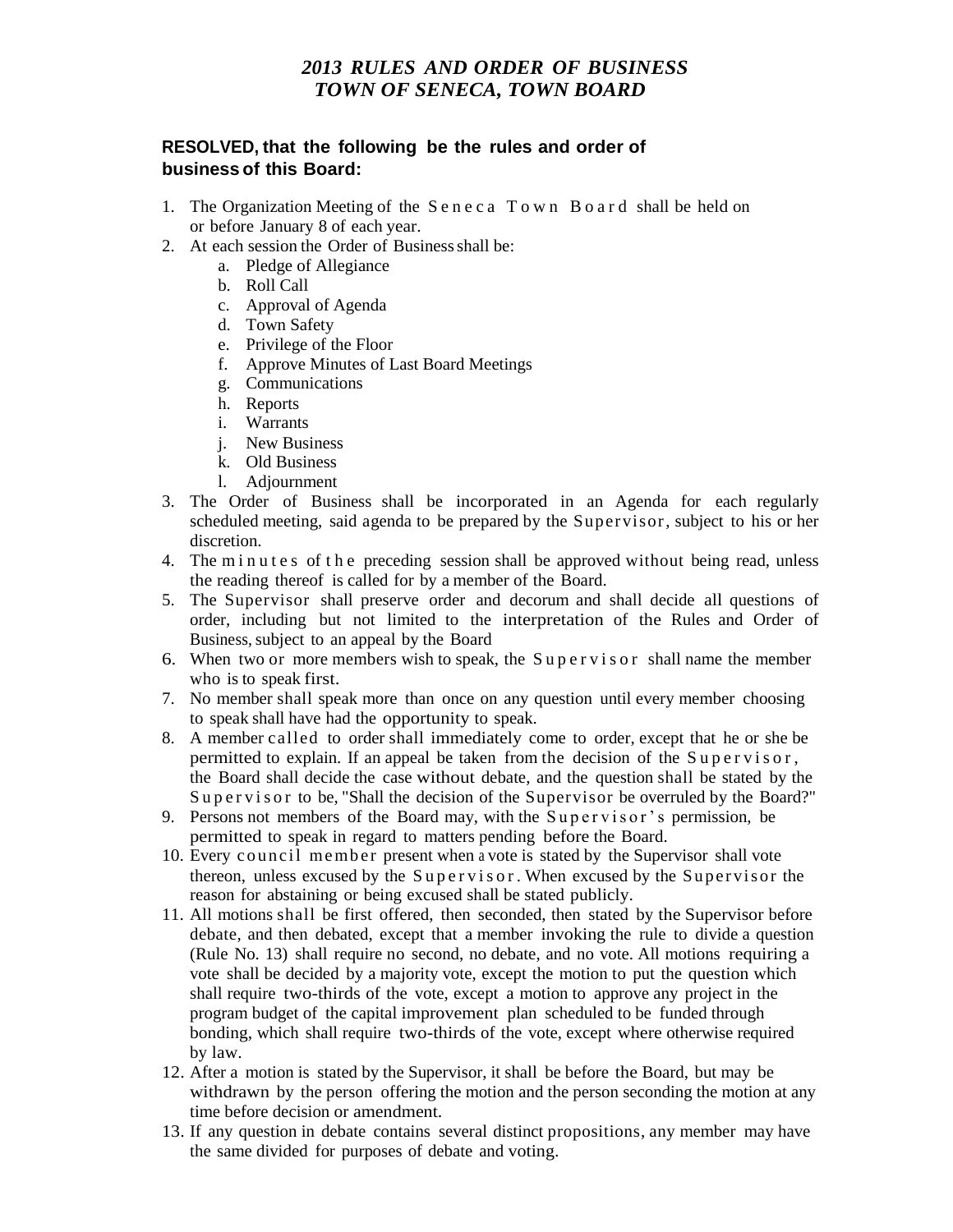# *2013 RULES AND ORDER OF BUSINESS TOWN OF SENECA, TOWN BOARD*

**RESOLVED, that the following be the rules and order of business of this Board:**

1. The Organization Meeting of the Seneca Town Board shall be held on or before January 8 of each year.
2. At each session the Order of Business shall be:
   a. Pledge of Allegiance
   b. Roll Call
   c. Approval of Agenda
   d. Town Safety
   e. Privilege of the Floor
   f. Approve Minutes of Last Board Meetings
   g. Communications
   h. Reports
   i. Warrants
   j. New Business
   k. Old Business
   l. Adjournment
3. The Order of Business shall be incorporated in an Agenda for each regularly scheduled meeting, said agenda to be prepared by the Supervisor, subject to his or her discretion.
4. The minutes of the preceding session shall be approved without being read, unless the reading thereof is called for by a member of the Board.
5. The Supervisor shall preserve order and decorum and shall decide all questions of order, including but not limited to the interpretation of the Rules and Order of Business, subject to an appeal by the Board
6. When two or more members wish to speak, the Supervisor shall name the member who is to speak first.
7. No member shall speak more than once on any question until every member choosing to speak shall have had the opportunity to speak.
8. A member called to order shall immediately come to order, except that he or she be permitted to explain. If an appeal be taken from the decision of the Supervisor, the Board shall decide the case without debate, and the question shall be stated by the Supervisor to be, "Shall the decision of the Supervisor be overruled by the Board?"
9. Persons not members of the Board may, with the Supervisor's permission, be permitted to speak in regard to matters pending before the Board.
10. Every council member present when a vote is stated by the Supervisor shall vote thereon, unless excused by the Supervisor. When excused by the Supervisor the reason for abstaining or being excused shall be stated publicly.
11. All motions shall be first offered, then seconded, then stated by the Supervisor before debate, and then debated, except that a member invoking the rule to divide a question (Rule No. 13) shall require no second, no debate, and no vote. All motions requiring a vote shall be decided by a majority vote, except the motion to put the question which shall require two-thirds of the vote, except a motion to approve any project in the program budget of the capital improvement plan scheduled to be funded through bonding, which shall require two-thirds of the vote, except where otherwise required by law.
12. After a motion is stated by the Supervisor, it shall be before the Board, but may be withdrawn by the person offering the motion and the person seconding the motion at any time before decision or amendment.
13. If any question in debate contains several distinct propositions, any member may have the same divided for purposes of debate and voting.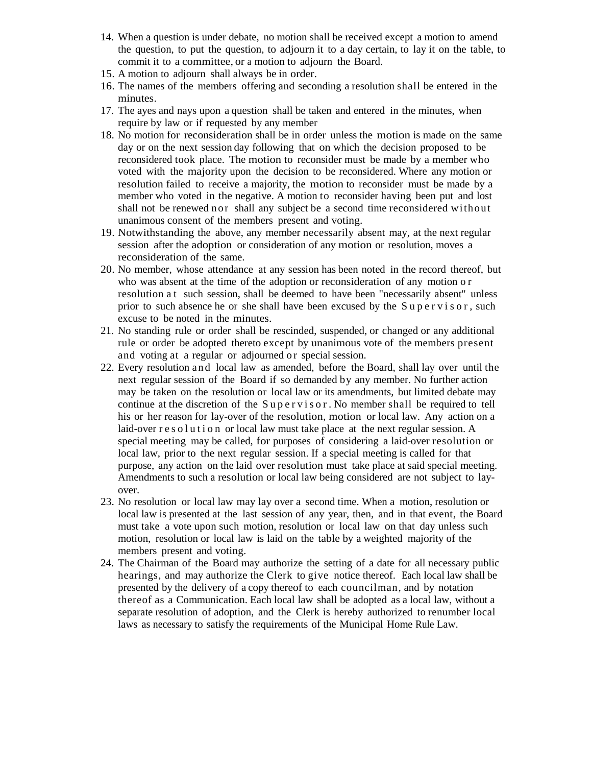14. When a question is under debate, no motion shall be received except a motion to amend the question, to put the question, to adjourn it to a day certain, to lay it on the table, to commit it to a committee, or a motion to adjourn the Board.
15. A motion to adjourn shall always be in order.
16. The names of the members offering and seconding a resolution shall be entered in the minutes.
17. The ayes and nays upon a question shall be taken and entered in the minutes, when require by law or if requested by any member
18. No motion for reconsideration shall be in order unless the motion is made on the same day or on the next session day following that on which the decision proposed to be reconsidered took place. The motion to reconsider must be made by a member who voted with the majority upon the decision to be reconsidered. Where any motion or resolution failed to receive a majority, the motion to reconsider must be made by a member who voted in the negative. A motion to reconsider having been put and lost shall not be renewed nor shall any subject be a second time reconsidered without unanimous consent of the members present and voting.
19. Notwithstanding the above, any member necessarily absent may, at the next regular session after the adoption or consideration of any motion or resolution, moves a reconsideration of the same.
20. No member, whose attendance at any session has been noted in the record thereof, but who was absent at the time of the adoption or reconsideration of any motion or resolution at such session, shall be deemed to have been "necessarily absent" unless prior to such absence he or she shall have been excused by the Supervisor, such excuse to be noted in the minutes.
21. No standing rule or order shall be rescinded, suspended, or changed or any additional rule or order be adopted thereto except by unanimous vote of the members present and voting at a regular or adjourned or special session.
22. Every resolution and local law as amended, before the Board, shall lay over until the next regular session of the Board if so demanded by any member. No further action may be taken on the resolution or local law or its amendments, but limited debate may continue at the discretion of the Supervisor. No member shall be required to tell his or her reason for lay-over of the resolution, motion or local law. Any action on a laid-over resolution or local law must take place at the next regular session. A special meeting may be called, for purposes of considering a laid-over resolution or local law, prior to the next regular session. If a special meeting is called for that purpose, any action on the laid over resolution must take place at said special meeting. Amendments to such a resolution or local law being considered are not subject to lay-over.
23. No resolution or local law may lay over a second time. When a motion, resolution or local law is presented at the last session of any year, then, and in that event, the Board must take a vote upon such motion, resolution or local law on that day unless such motion, resolution or local law is laid on the table by a weighted majority of the members present and voting.
24. The Chairman of the Board may authorize the setting of a date for all necessary public hearings, and may authorize the Clerk to give notice thereof. Each local law shall be presented by the delivery of a copy thereof to each councilman, and by notation thereof as a Communication. Each local law shall be adopted as a local law, without a separate resolution of adoption, and the Clerk is hereby authorized to renumber local laws as necessary to satisfy the requirements of the Municipal Home Rule Law.